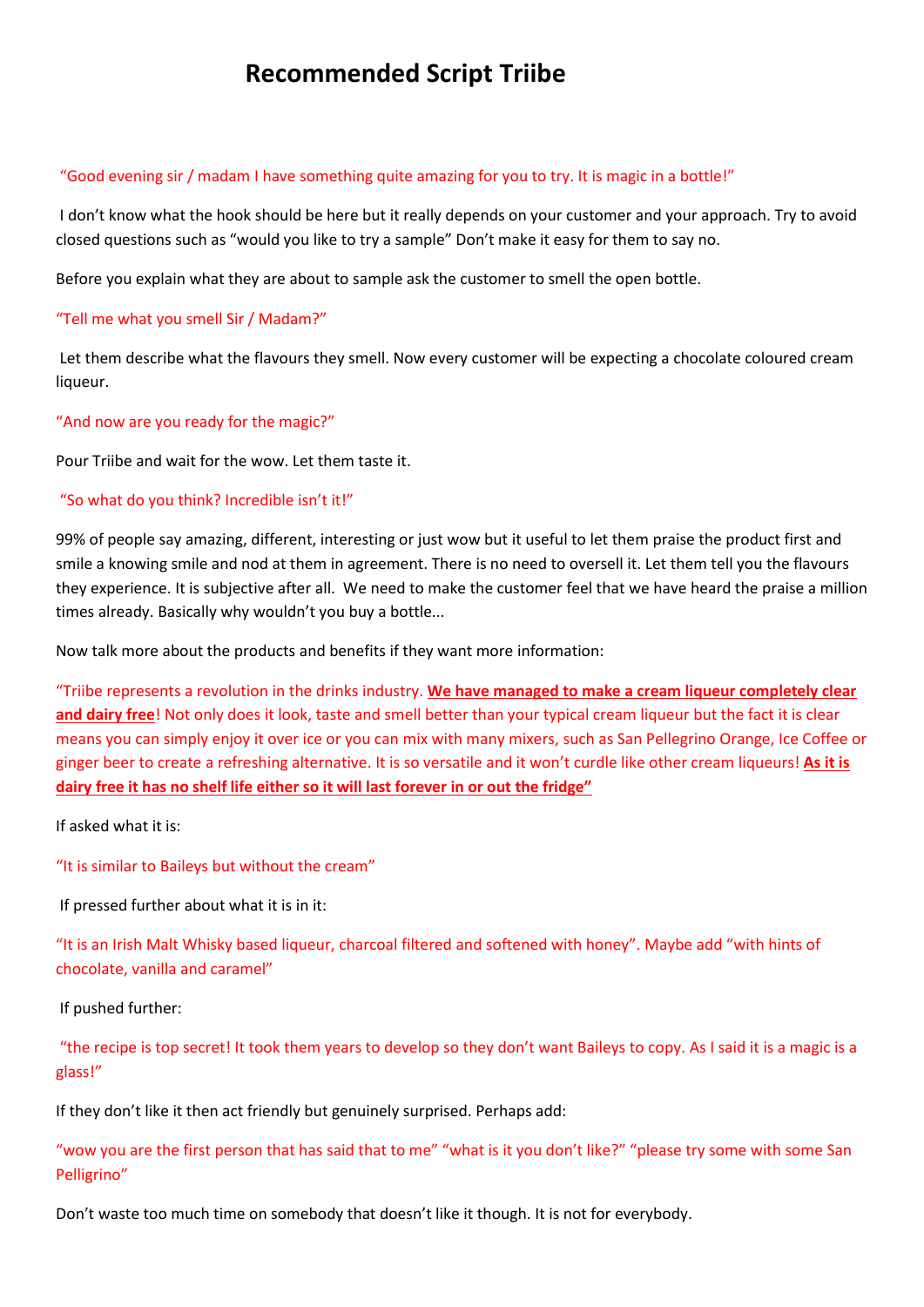# Recommended Script Triibe

"Good evening sir / madam I have something quite amazing for you to try. It is magic in a bottle!"

I don't know what the hook should be here but it really depends on your customer and your approach. Try to avoid closed questions such as "would you like to try a sample" Don't make it easy for them to say no.

Before you explain what they are about to sample ask the customer to smell the open bottle.

"Tell me what you smell Sir / Madam?"

Let them describe what the flavours they smell. Now every customer will be expecting a chocolate coloured cream liqueur.

"And now are you ready for the magic?"

Pour Triibe and wait for the wow. Let them taste it.

"So what do you think? Incredible isn't it!"

99% of people say amazing, different, interesting or just wow but it useful to let them praise the product first and smile a knowing smile and nod at them in agreement. There is no need to oversell it. Let them tell you the flavours they experience. It is subjective after all. We need to make the customer feel that we have heard the praise a million times already. Basically why wouldn't you buy a bottle...

Now talk more about the products and benefits if they want more information:

"Triibe represents a revolution in the drinks industry. **We have managed to make a cream liqueur completely clear and dairy free**! Not only does it look, taste and smell better than your typical cream liqueur but the fact it is clear means you can simply enjoy it over ice or you can mix with many mixers, such as San Pellegrino Orange, Ice Coffee or ginger beer to create a refreshing alternative. It is so versatile and it won't curdle like other cream liqueurs! **As it is dairy free it has no shelf life either so it will last forever in or out the fridge"**

If asked what it is:

"It is similar to Baileys but without the cream"

If pressed further about what it is in it:

"It is an Irish Malt Whisky based liqueur, charcoal filtered and softened with honey". Maybe add "with hints of chocolate, vanilla and caramel"

If pushed further:

"the recipe is top secret! It took them years to develop so they don't want Baileys to copy. As I said it is a magic is a glass!"

If they don't like it then act friendly but genuinely surprised. Perhaps add:

"wow you are the first person that has said that to me" "what is it you don't like?" "please try some with some San Pelligrino"

Don't waste too much time on somebody that doesn't like it though. It is not for everybody.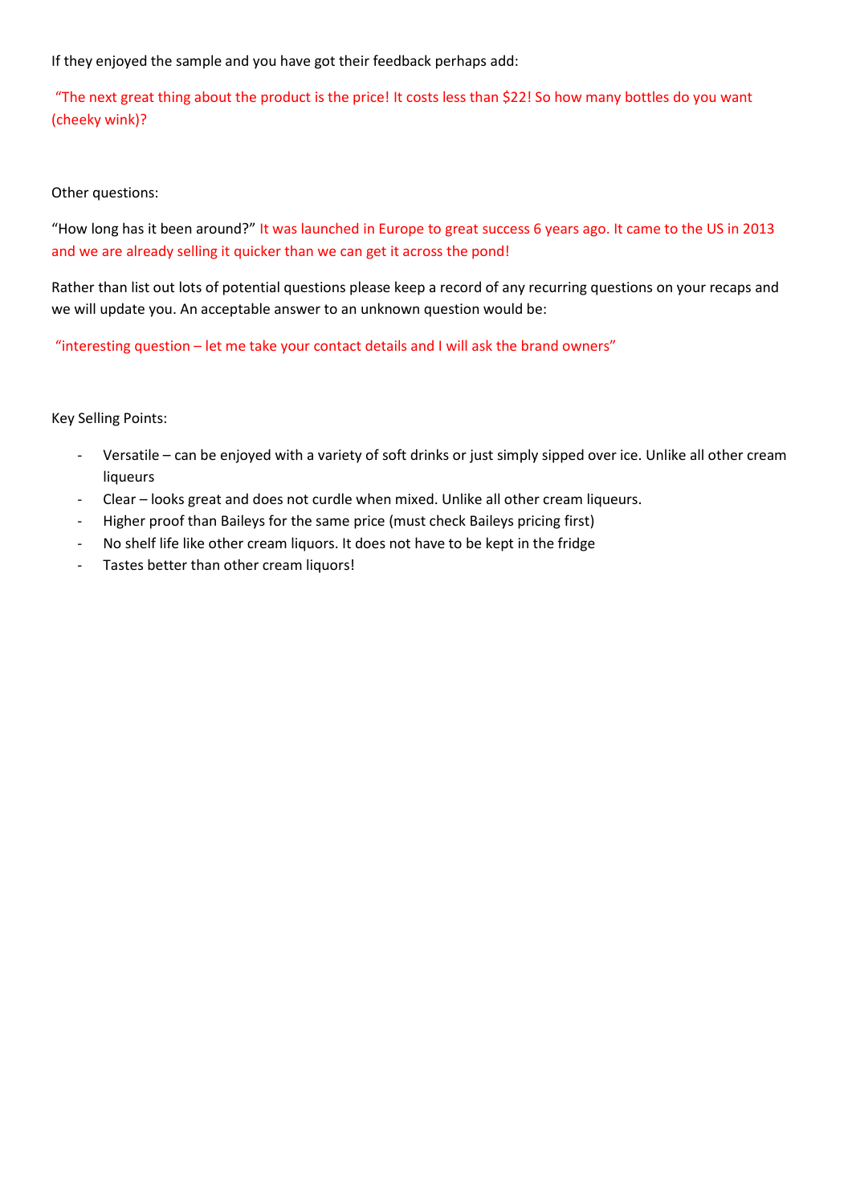If they enjoyed the sample and you have got their feedback perhaps add:

"The next great thing about the product is the price! It costs less than $22! So how many bottles do you want (cheeky wink)?

Other questions:

"How long has it been around?" It was launched in Europe to great success 6 years ago. It came to the US in 2013 and we are already selling it quicker than we can get it across the pond!

Rather than list out lots of potential questions please keep a record of any recurring questions on your recaps and we will update you. An acceptable answer to an unknown question would be:

"interesting question – let me take your contact details and I will ask the brand owners"

Key Selling Points:

- Versatile – can be enjoyed with a variety of soft drinks or just simply sipped over ice. Unlike all other cream liqueurs
- Clear – looks great and does not curdle when mixed. Unlike all other cream liqueurs.
- Higher proof than Baileys for the same price (must check Baileys pricing first)
- No shelf life like other cream liquors. It does not have to be kept in the fridge
- Tastes better than other cream liquors!